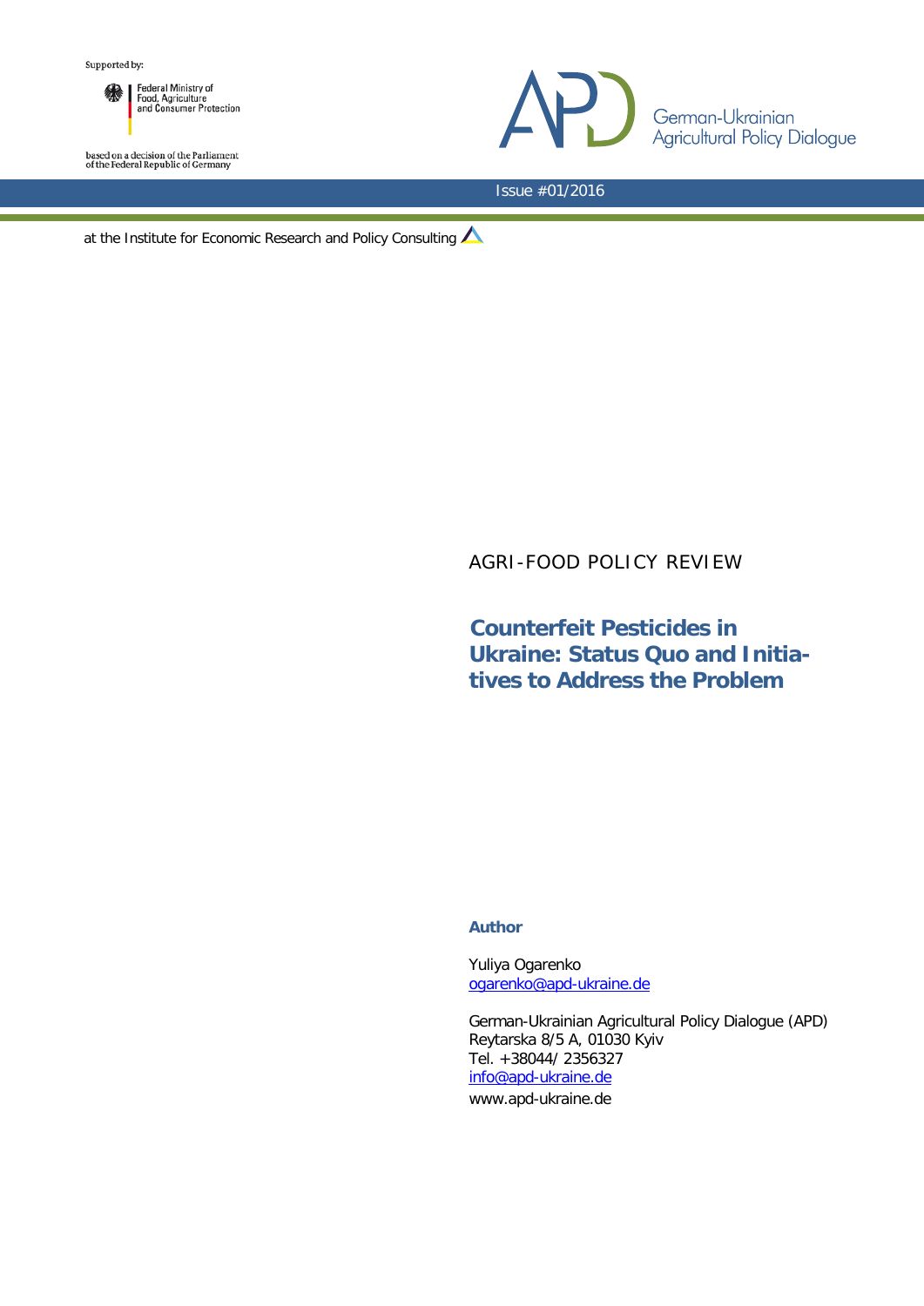Supported by:

Federal Ministry of Food, Agriculture and Consumer Protection

based on a decision of the Parliament of the Federal Republic of Germany

German-Ukrainian Agricultural Policy Dialogue

Issue #01/2016

at the Institute for Economic Research and Policy Consulting

AGRI-FOOD POLICY REVIEW

# Counterfeit Pesticides in Ukraine: Status Quo and Initiatives to Address the Problem

**Author**

Yuliya Ogarenko
ogarenko@apd-ukraine.de

German-Ukrainian Agricultural Policy Dialogue (APD)
Reytarska 8/5 A, 01030 Kyiv
Tel. +38044/ 2356327
info@apd-ukraine.de
www.apd-ukraine.de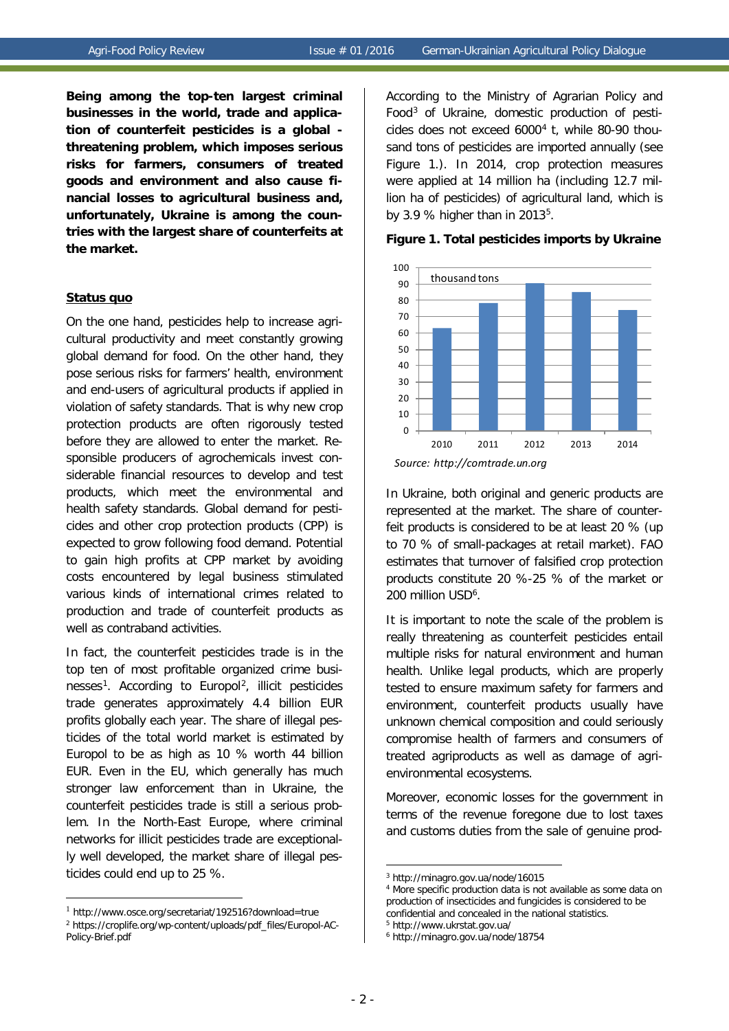**Being among the top-ten largest criminal businesses in the world, trade and application of counterfeit pesticides is a global - threatening problem, which imposes serious risks for farmers, consumers of treated goods and environment and also cause financial losses to agricultural business and, unfortunately, Ukraine is among the countries with the largest share of counterfeits at the market.**

## Status quo

On the one hand, pesticides help to increase agricultural productivity and meet constantly growing global demand for food. On the other hand, they pose serious risks for farmers' health, environment and end-users of agricultural products if applied in violation of safety standards. That is why new crop protection products are often rigorously tested before they are allowed to enter the market. Responsible producers of agrochemicals invest considerable financial resources to develop and test products, which meet the environmental and health safety standards. Global demand for pesticides and other crop protection products (CPP) is expected to grow following food demand. Potential to gain high profits at CPP market by avoiding costs encountered by legal business stimulated various kinds of international crimes related to production and trade of counterfeit products as well as contraband activities.

In fact, the counterfeit pesticides trade is in the top ten of most profitable organized crime businesses[1]. According to Europol[2], illicit pesticides trade generates approximately 4.4 billion EUR profits globally each year. The share of illegal pesticides of the total world market is estimated by Europol to be as high as 10 % worth 44 billion EUR. Even in the EU, which generally has much stronger law enforcement than in Ukraine, the counterfeit pesticides trade is still a serious problem. In the North-East Europe, where criminal networks for illicit pesticides trade are exceptionally well developed, the market share of illegal pesticides could end up to 25 %.

According to the Ministry of Agrarian Policy and Food[3] of Ukraine, domestic production of pesticides does not exceed 6000[4] t, while 80-90 thousand tons of pesticides are imported annually (see Figure 1.). In 2014, crop protection measures were applied at 14 million ha (including 12.7 million ha of pesticides) of agricultural land, which is by 3.9 % higher than in 2013[5].

**Figure 1. Total pesticides imports by Ukraine**

| Year | thousand tons |
|---|---|
| 2010 | ~63 |
| 2011 | ~78 |
| 2012 | ~90 |
| 2013 | ~85 |
| 2014 | ~74 |

*Source: http://comtrade.un.org*

In Ukraine, both original and generic products are represented at the market. The share of counterfeit products is considered to be at least 20 % (up to 70 % of small-packages at retail market). FAO estimates that turnover of falsified crop protection products constitute 20 %-25 % of the market or 200 million USD[6].

It is important to note the scale of the problem is really threatening as counterfeit pesticides entail multiple risks for natural environment and human health. Unlike legal products, which are properly tested to ensure maximum safety for farmers and environment, counterfeit products usually have unknown chemical composition and could seriously compromise health of farmers and consumers of treated agriproducts as well as damage of agri-environmental ecosystems.

Moreover, economic losses for the government in terms of the revenue foregone due to lost taxes and customs duties from the sale of genuine prod-

---

[1] http://www.osce.org/secretariat/192516?download=true

[2] https://croplife.org/wp-content/uploads/pdf_files/Europol-AC-Policy-Brief.pdf

[3] http://minagro.gov.ua/node/16015

[4] More specific production data is not available as some data on production of insecticides and fungicides is considered to be confidential and concealed in the national statistics.

[5] http://www.ukrstat.gov.ua/

[6] http://minagro.gov.ua/node/18754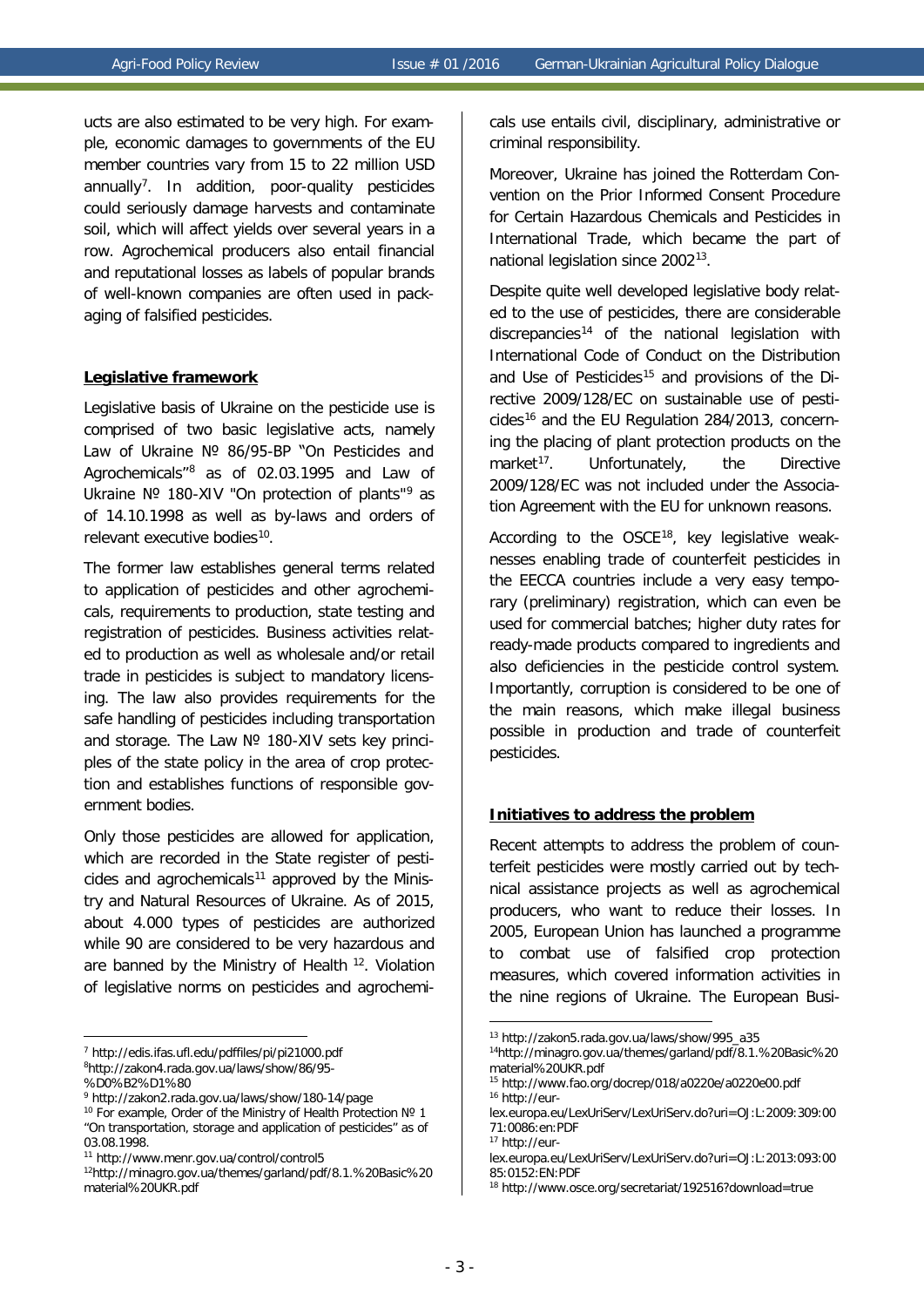ucts are also estimated to be very high. For example, economic damages to governments of the EU member countries vary from 15 to 22 million USD annually[7]. In addition, poor-quality pesticides could seriously damage harvests and contaminate soil, which will affect yields over several years in a row. Agrochemical producers also entail financial and reputational losses as labels of popular brands of well-known companies are often used in packaging of falsified pesticides.

## Legislative framework

Legislative basis of Ukraine on the pesticide use is comprised of two basic legislative acts, namely Law of Ukraine № 86/95-BP "On Pesticides and Agrochemicals"[8] as of 02.03.1995 and Law of Ukraine № 180-XIV "On protection of plants"[9] as of 14.10.1998 as well as by-laws and orders of relevant executive bodies[10].

The former law establishes general terms related to application of pesticides and other agrochemicals, requirements to production, state testing and registration of pesticides. Business activities related to production as well as wholesale and/or retail trade in pesticides is subject to mandatory licensing. The law also provides requirements for the safe handling of pesticides including transportation and storage. The Law № 180-XIV sets key principles of the state policy in the area of crop protection and establishes functions of responsible government bodies.

Only those pesticides are allowed for application, which are recorded in the State register of pesticides and agrochemicals[11] approved by the Ministry and Natural Resources of Ukraine. As of 2015, about 4.000 types of pesticides are authorized while 90 are considered to be very hazardous and are banned by the Ministry of Health [12]. Violation of legislative norms on pesticides and agrochemicals use entails civil, disciplinary, administrative or criminal responsibility.

Moreover, Ukraine has joined the Rotterdam Convention on the Prior Informed Consent Procedure for Certain Hazardous Chemicals and Pesticides in International Trade, which became the part of national legislation since 2002[13].

Despite quite well developed legislative body related to the use of pesticides, there are considerable discrepancies[14] of the national legislation with International Code of Conduct on the Distribution and Use of Pesticides[15] and provisions of the Directive 2009/128/EC on sustainable use of pesticides[16] and the EU Regulation 284/2013, concerning the placing of plant protection products on the market[17]. Unfortunately, the Directive 2009/128/EC was not included under the Association Agreement with the EU for unknown reasons.

According to the OSCE[18], key legislative weaknesses enabling trade of counterfeit pesticides in the EECCA countries include a very easy temporary (preliminary) registration, which can even be used for commercial batches; higher duty rates for ready-made products compared to ingredients and also deficiencies in the pesticide control system. Importantly, corruption is considered to be one of the main reasons, which make illegal business possible in production and trade of counterfeit pesticides.

## Initiatives to address the problem

Recent attempts to address the problem of counterfeit pesticides were mostly carried out by technical assistance projects as well as agrochemical producers, who want to reduce their losses. In 2005, European Union has launched a programme to combat use of falsified crop protection measures, which covered information activities in the nine regions of Ukraine. The European Busi-

---

[7] http://edis.ifas.ufl.edu/pdffiles/pi/pi21000.pdf

[8] http://zakon4.rada.gov.ua/laws/show/86/95-%D0%B2%D1%80

[9] http://zakon2.rada.gov.ua/laws/show/180-14/page

[10] For example, Order of the Ministry of Health Protection № 1 "On transportation, storage and application of pesticides" as of 03.08.1998.

[11] http://www.menr.gov.ua/control/control5

[12] http://minagro.gov.ua/themes/garland/pdf/8.1.%20Basic%20material%20UKR.pdf

[13] http://zakon5.rada.gov.ua/laws/show/995_a35

[14] http://minagro.gov.ua/themes/garland/pdf/8.1.%20Basic%20material%20UKR.pdf

[15] http://www.fao.org/docrep/018/a0220e/a0220e00.pdf

[16] http://eur-lex.europa.eu/LexUriServ/LexUriServ.do?uri=OJ:L:2009:309:0071:0086:en:PDF

[17] http://eur-lex.europa.eu/LexUriServ/LexUriServ.do?uri=OJ:L:2013:093:0085:0152:EN:PDF

[18] http://www.osce.org/secretariat/192516?download=true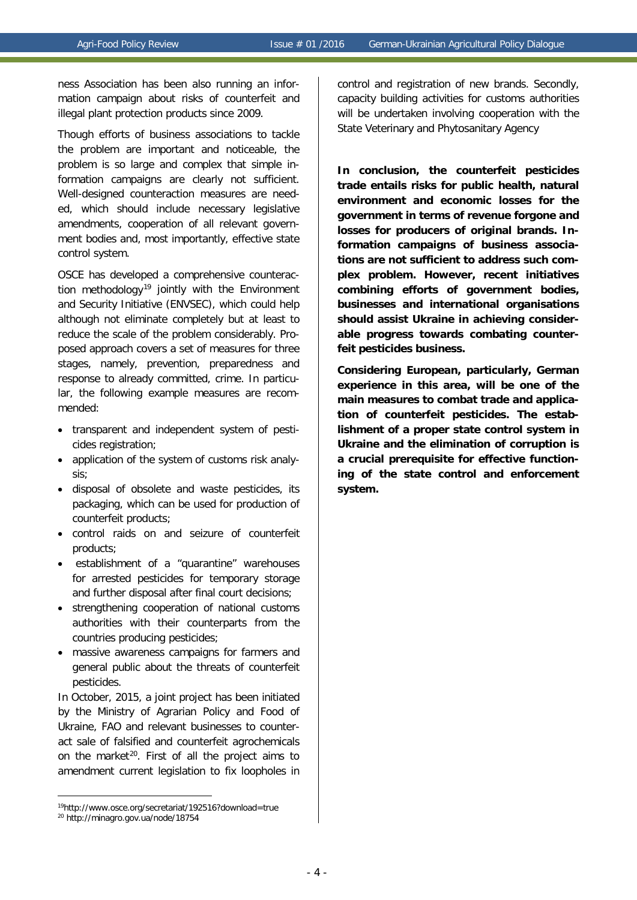ness Association has been also running an information campaign about risks of counterfeit and illegal plant protection products since 2009.

Though efforts of business associations to tackle the problem are important and noticeable, the problem is so large and complex that simple information campaigns are clearly not sufficient. Well-designed counteraction measures are needed, which should include necessary legislative amendments, cooperation of all relevant government bodies and, most importantly, effective state control system.

OSCE has developed a comprehensive counteraction methodology[19] jointly with the Environment and Security Initiative (ENVSEC), which could help although not eliminate completely but at least to reduce the scale of the problem considerably. Proposed approach covers a set of measures for three stages, namely, prevention, preparedness and response to already committed, crime. In particular, the following example measures are recommended:

- transparent and independent system of pesticides registration;
- application of the system of customs risk analysis;
- disposal of obsolete and waste pesticides, its packaging, which can be used for production of counterfeit products;
- control raids on and seizure of counterfeit products;
- establishment of a "quarantine" warehouses for arrested pesticides for temporary storage and further disposal after final court decisions;
- strengthening cooperation of national customs authorities with their counterparts from the countries producing pesticides;
- massive awareness campaigns for farmers and general public about the threats of counterfeit pesticides.

In October, 2015, a joint project has been initiated by the Ministry of Agrarian Policy and Food of Ukraine, FAO and relevant businesses to counteract sale of falsified and counterfeit agrochemicals on the market[20]. First of all the project aims to amendment current legislation to fix loopholes in control and registration of new brands. Secondly, capacity building activities for customs authorities will be undertaken involving cooperation with the State Veterinary and Phytosanitary Agency

**In conclusion, the counterfeit pesticides trade entails risks for public health, natural environment and economic losses for the government in terms of revenue forgone and losses for producers of original brands. Information campaigns of business associations are not sufficient to address such complex problem. However, recent initiatives combining efforts of government bodies, businesses and international organisations should assist Ukraine in achieving considerable progress towards combating counterfeit pesticides business.**

**Considering European, particularly, German experience in this area, will be one of the main measures to combat trade and application of counterfeit pesticides. The establishment of a proper state control system in Ukraine and the elimination of corruption is a crucial prerequisite for effective functioning of the state control and enforcement system.**

[19] http://www.osce.org/secretariat/192516?download=true
[20] http://minagro.gov.ua/node/18754